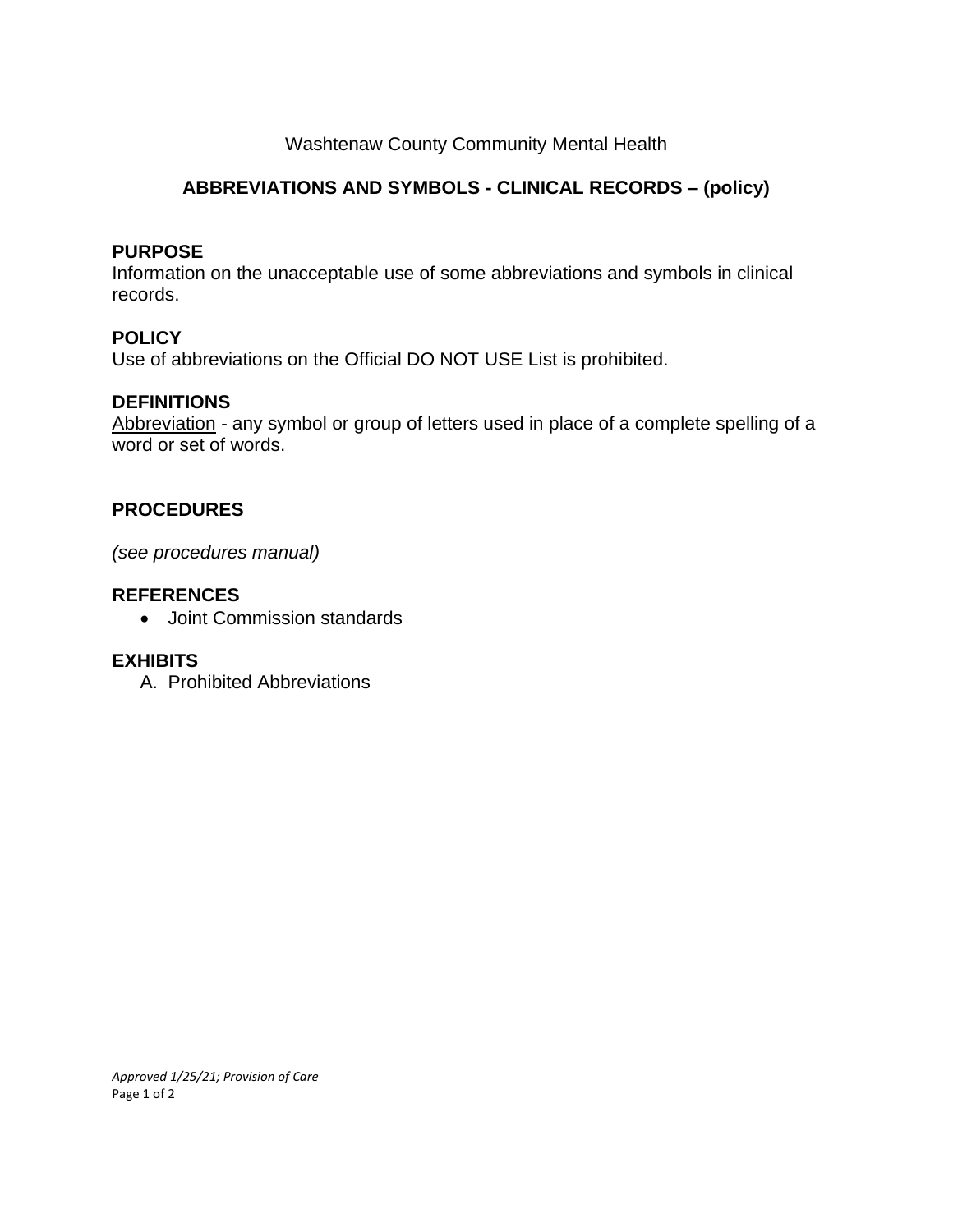Washtenaw County Community Mental Health

# ABBREVIATIONS AND SYMBOLS - CLINICAL RECORDS – (policy)

## PURPOSE

Information on the unacceptable use of some abbreviations and symbols in clinical records.

## POLICY

Use of abbreviations on the Official DO NOT USE List is prohibited.

## DEFINITIONS

Abbreviation - any symbol or group of letters used in place of a complete spelling of a word or set of words.

## PROCEDURES

*(see procedures manual)*

## REFERENCES

- Joint Commission standards

## EXHIBITS

A. Prohibited Abbreviations

*Approved 1/25/21; Provision of Care*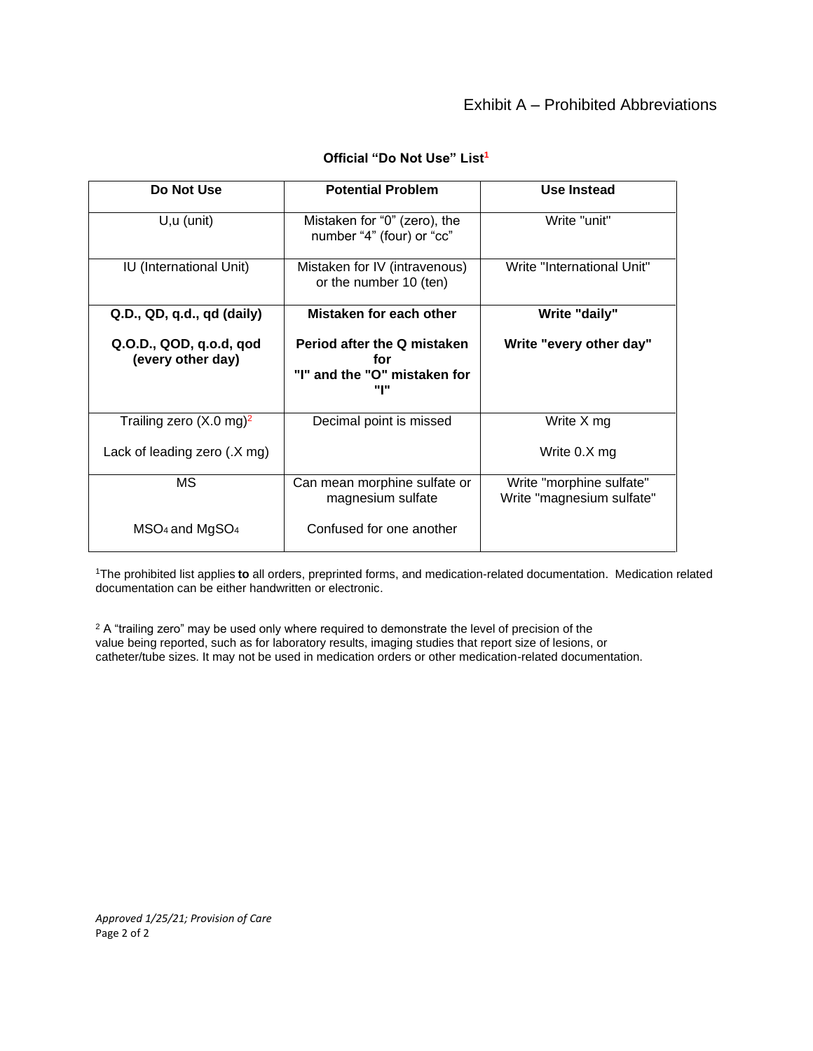# Exhibit A – Prohibited Abbreviations

**Official "Do Not Use" List[1]**

| Do Not Use | Potential Problem | Use Instead |
| --- | --- | --- |
| U,u (unit) | Mistaken for "0" (zero), the number "4" (four) or "cc" | Write "unit" |
| IU (International Unit) | Mistaken for IV (intravenous) or the number 10 (ten) | Write "International Unit" |
| **Q.D., QD, q.d., qd (daily)**<br><br>**Q.O.D., QOD, q.o.d, qod (every other day)** | **Mistaken for each other**<br><br>**Period after the Q mistaken for "I" and the "O" mistaken for "I"** | **Write "daily"**<br><br>**Write "every other day"** |
| Trailing zero (X.0 mg)[2]<br><br>Lack of leading zero (.X mg) | Decimal point is missed | Write X mg<br><br>Write 0.X mg |
| MS<br><br>$MSO_4$ and $MgSO_4$ | Can mean morphine sulfate or magnesium sulfate<br><br>Confused for one another | Write "morphine sulfate"<br>Write "magnesium sulfate" |

[1]The prohibited list applies **to** all orders, preprinted forms, and medication-related documentation. Medication related documentation can be either handwritten or electronic.

[2] A "trailing zero" may be used only where required to demonstrate the level of precision of the value being reported, such as for laboratory results, imaging studies that report size of lesions, or catheter/tube sizes. It may not be used in medication orders or other medication-related documentation.

*Approved 1/25/21; Provision of Care*